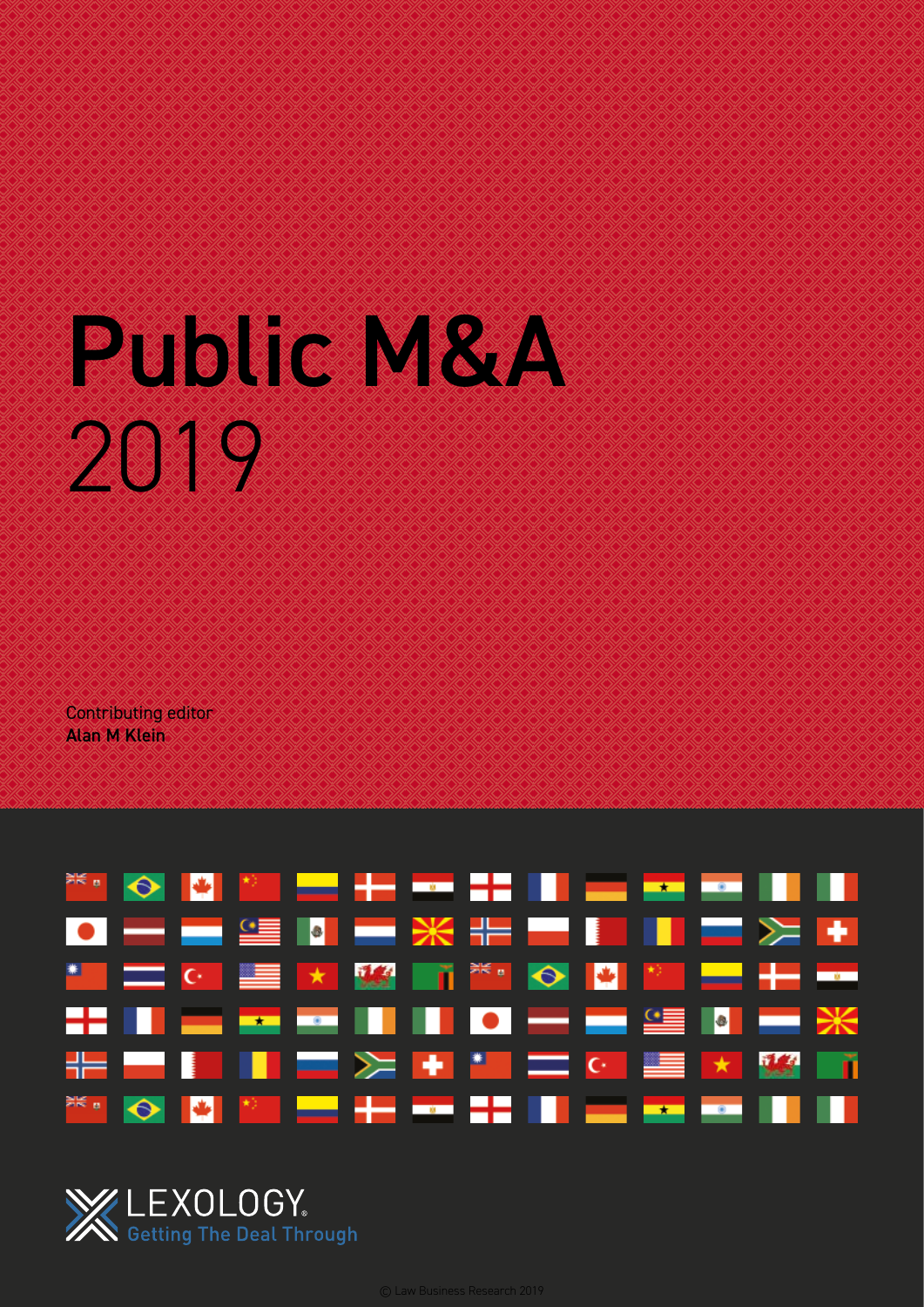# Public M&A 2019

Contributing editor
**Alan M Klein**

LEXOLOGY.
Getting The Deal Through

© Law Business Research 2019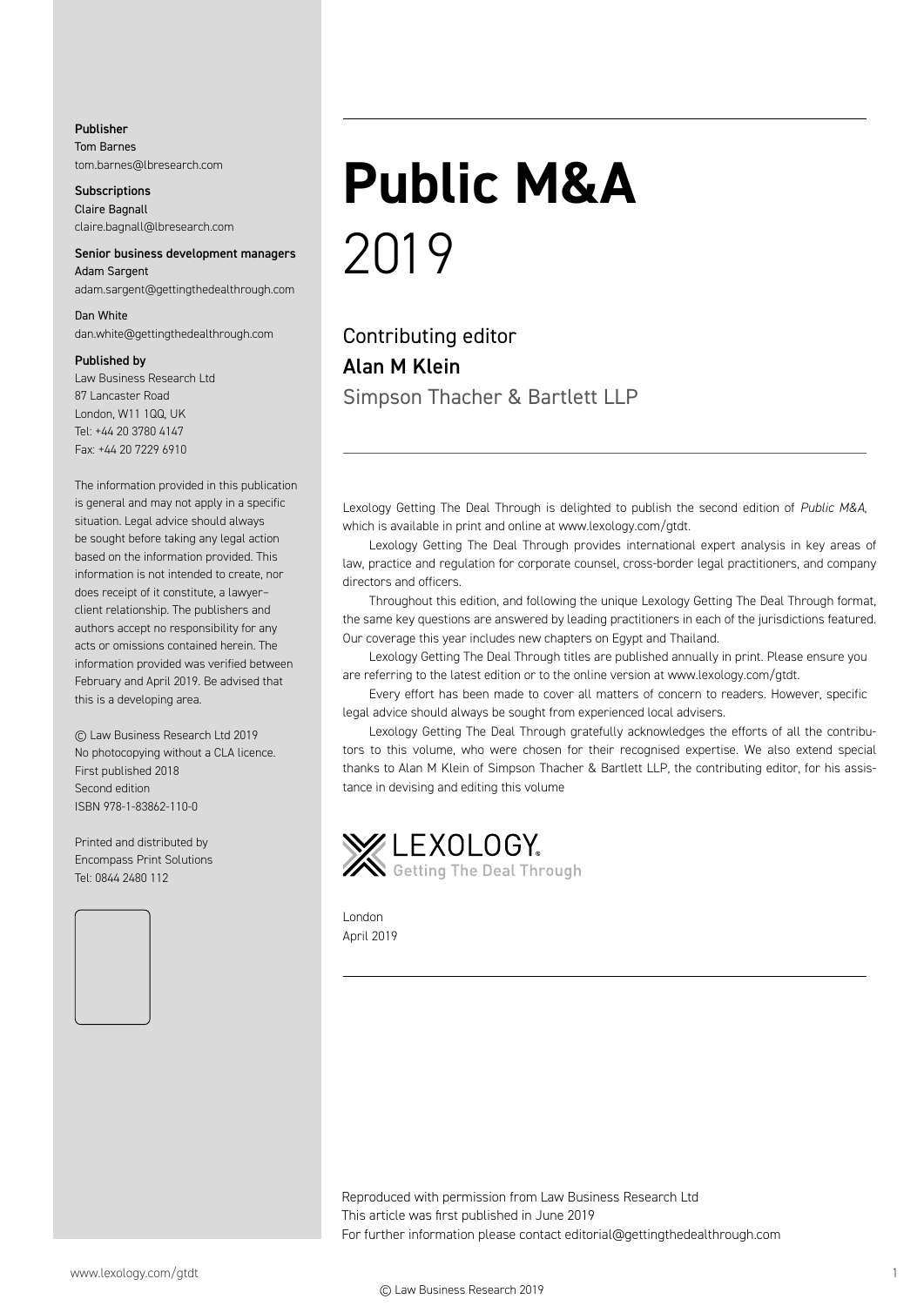# Public M&A 2019

Contributing editor
**Alan M Klein**
Simpson Thacher & Bartlett LLP

Lexology Getting The Deal Through is delighted to publish the second edition of *Public M&A*, which is available in print and online at www.lexology.com/gtdt.

Lexology Getting The Deal Through provides international expert analysis in key areas of law, practice and regulation for corporate counsel, cross-border legal practitioners, and company directors and officers.

Throughout this edition, and following the unique Lexology Getting The Deal Through format, the same key questions are answered by leading practitioners in each of the jurisdictions featured. Our coverage this year includes new chapters on Egypt and Thailand.

Lexology Getting The Deal Through titles are published annually in print. Please ensure you are referring to the latest edition or to the online version at www.lexology.com/gtdt.

Every effort has been made to cover all matters of concern to readers. However, specific legal advice should always be sought from experienced local advisers.

Lexology Getting The Deal Through gratefully acknowledges the efforts of all the contributors to this volume, who were chosen for their recognised expertise. We also extend special thanks to Alan M Klein of Simpson Thacher & Bartlett LLP, the contributing editor, for his assistance in devising and editing this volume

LEXOLOGY Getting The Deal Through

London
April 2019

Reproduced with permission from Law Business Research Ltd
This article was first published in June 2019
For further information please contact editorial@gettingthedealthrough.com

**Publisher**
Tom Barnes
tom.barnes@lbresearch.com

**Subscriptions**
Claire Bagnall
claire.bagnall@lbresearch.com

**Senior business development managers**
Adam Sargent
adam.sargent@gettingthedealthrough.com

Dan White
dan.white@gettingthedealthrough.com

**Published by**
Law Business Research Ltd
87 Lancaster Road
London, W11 1QQ, UK
Tel: +44 20 3780 4147
Fax: +44 20 7229 6910

The information provided in this publication is general and may not apply in a specific situation. Legal advice should always be sought before taking any legal action based on the information provided. This information is not intended to create, nor does receipt of it constitute, a lawyer–client relationship. The publishers and authors accept no responsibility for any acts or omissions contained herein. The information provided was verified between February and April 2019. Be advised that this is a developing area.

© Law Business Research Ltd 2019
No photocopying without a CLA licence.
First published 2018
Second edition
ISBN 978-1-83862-110-0

Printed and distributed by
Encompass Print Solutions
Tel: 0844 2480 112

© Law Business Research 2019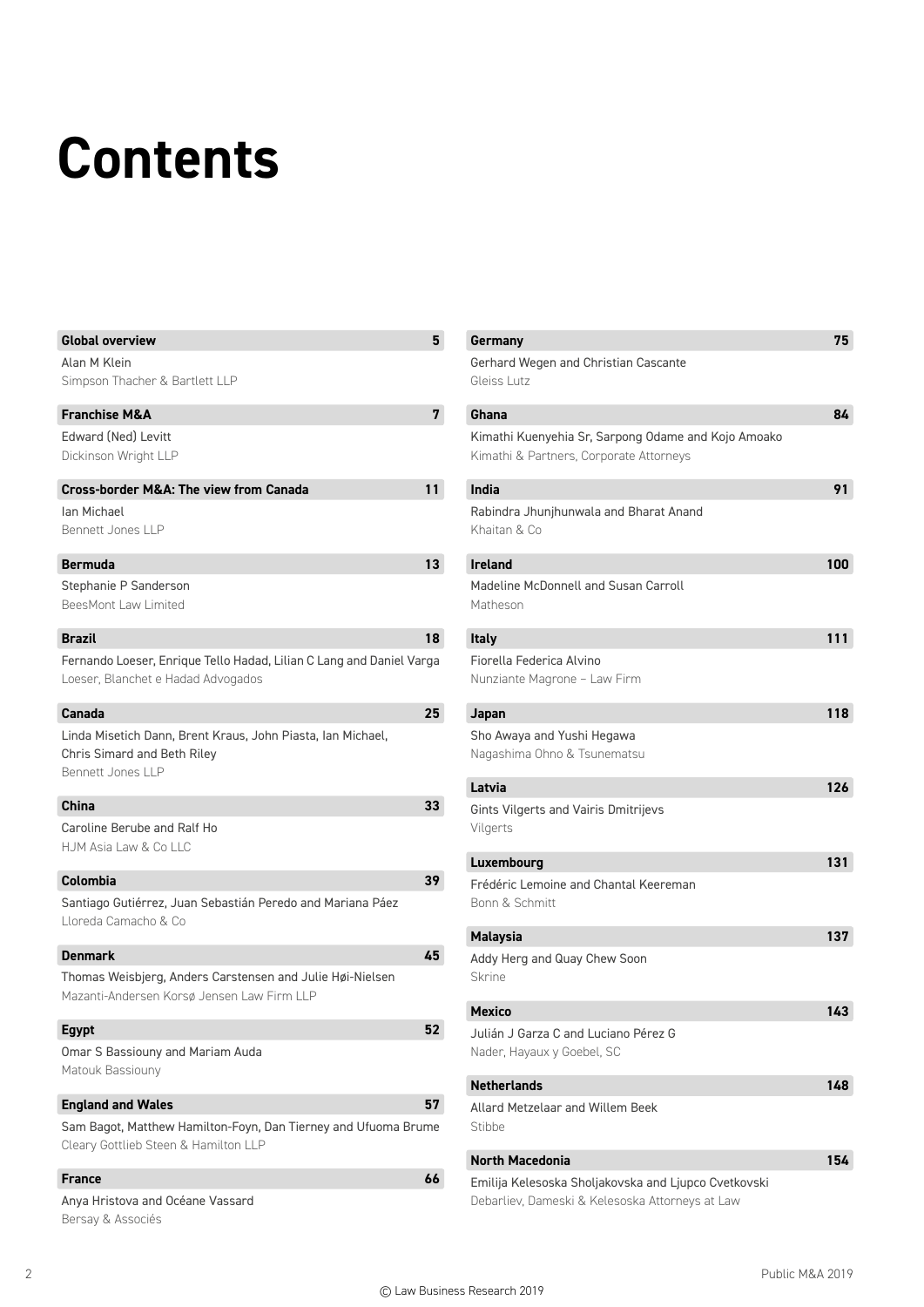# Contents

**Global overview** 5
Alan M Klein
Simpson Thacher & Bartlett LLP

**Franchise M&A** 7
Edward (Ned) Levitt
Dickinson Wright LLP

**Cross-border M&A: The view from Canada** 11
Ian Michael
Bennett Jones LLP

**Bermuda** 13
Stephanie P Sanderson
BeesMont Law Limited

**Brazil** 18
Fernando Loeser, Enrique Tello Hadad, Lilian C Lang and Daniel Varga
Loeser, Blanchet e Hadad Advogados

**Canada** 25
Linda Misetich Dann, Brent Kraus, John Piasta, Ian Michael, Chris Simard and Beth Riley
Bennett Jones LLP

**China** 33
Caroline Berube and Ralf Ho
HJM Asia Law & Co LLC

**Colombia** 39
Santiago Gutiérrez, Juan Sebastián Peredo and Mariana Páez
Lloreda Camacho & Co

**Denmark** 45
Thomas Weisbjerg, Anders Carstensen and Julie Høi-Nielsen
Mazanti-Andersen Korsø Jensen Law Firm LLP

**Egypt** 52
Omar S Bassiouny and Mariam Auda
Matouk Bassiouny

**England and Wales** 57
Sam Bagot, Matthew Hamilton-Foyn, Dan Tierney and Ufuoma Brume
Cleary Gottlieb Steen & Hamilton LLP

**France** 66
Anya Hristova and Océane Vassard
Bersay & Associés

**Germany** 75
Gerhard Wegen and Christian Cascante
Gleiss Lutz

**Ghana** 84
Kimathi Kuenyehia Sr, Sarpong Odame and Kojo Amoako
Kimathi & Partners, Corporate Attorneys

**India** 91
Rabindra Jhunjhunwala and Bharat Anand
Khaitan & Co

**Ireland** 100
Madeline McDonnell and Susan Carroll
Matheson

**Italy** 111
Fiorella Federica Alvino
Nunziante Magrone – Law Firm

**Japan** 118
Sho Awaya and Yushi Hegawa
Nagashima Ohno & Tsunematsu

**Latvia** 126
Gints Vilgerts and Vairis Dmitrijevs
Vilgerts

**Luxembourg** 131
Frédéric Lemoine and Chantal Keereman
Bonn & Schmitt

**Malaysia** 137
Addy Herg and Quay Chew Soon
Skrine

**Mexico** 143
Julián J Garza C and Luciano Pérez G
Nader, Hayaux y Goebel, SC

**Netherlands** 148
Allard Metzelaar and Willem Beek
Stibbe

**North Macedonia** 154
Emilija Kelesoska Sholjakovska and Ljupco Cvetkovski
Debarliev, Dameski & Kelesoska Attorneys at Law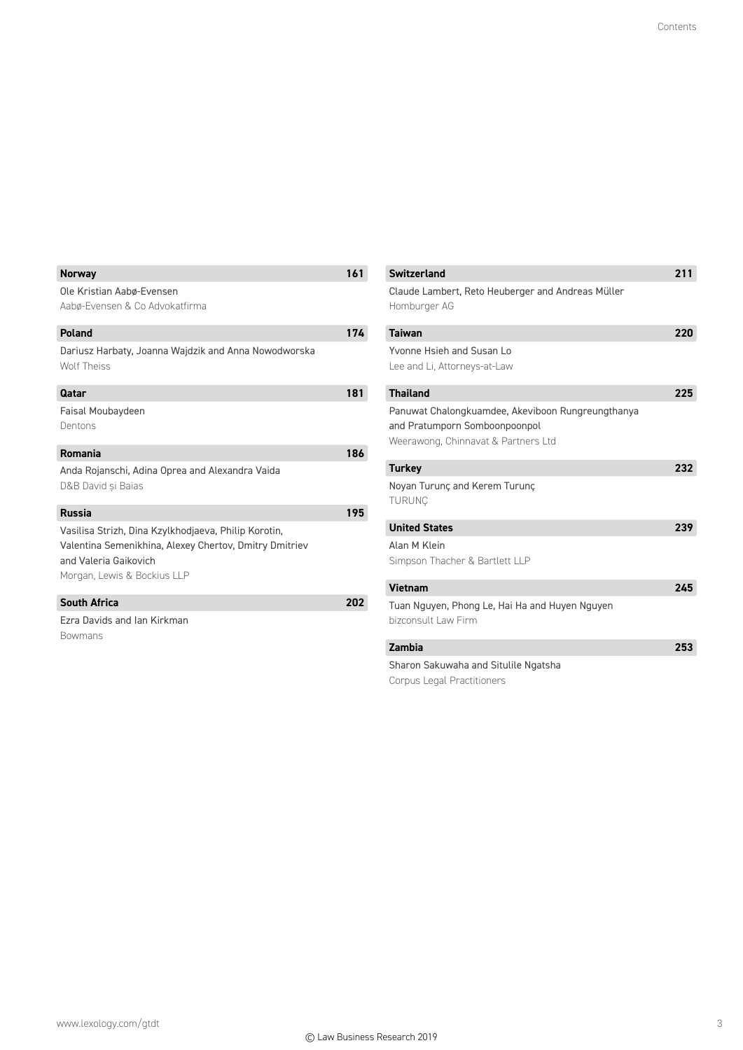**Norway** 161

Ole Kristian Aabø-Evensen
Aabø-Evensen & Co Advokatfirma

**Poland** 174

Dariusz Harbaty, Joanna Wajdzik and Anna Nowodworska
Wolf Theiss

**Qatar** 181

Faisal Moubaydeen
Dentons

**Romania** 186

Anda Rojanschi, Adina Oprea and Alexandra Vaida
D&B David și Baias

**Russia** 195

Vasilisa Strizh, Dina Kzylkhodjaeva, Philip Korotin, Valentina Semenikhina, Alexey Chertov, Dmitry Dmitriev and Valeria Gaikovich
Morgan, Lewis & Bockius LLP

**South Africa** 202

Ezra Davids and Ian Kirkman
Bowmans

**Switzerland** 211

Claude Lambert, Reto Heuberger and Andreas Müller
Homburger AG

**Taiwan** 220

Yvonne Hsieh and Susan Lo
Lee and Li, Attorneys-at-Law

**Thailand** 225

Panuwat Chalongkuamdee, Akeviboon Rungreungthanya and Pratumporn Somboonpoonpol
Weerawong, Chinnavat & Partners Ltd

**Turkey** 232

Noyan Turunç and Kerem Turunç
TURUNÇ

**United States** 239

Alan M Klein
Simpson Thacher & Bartlett LLP

**Vietnam** 245

Tuan Nguyen, Phong Le, Hai Ha and Huyen Nguyen
bizconsult Law Firm

**Zambia** 253

Sharon Sakuwaha and Situlile Ngatsha
Corpus Legal Practitioners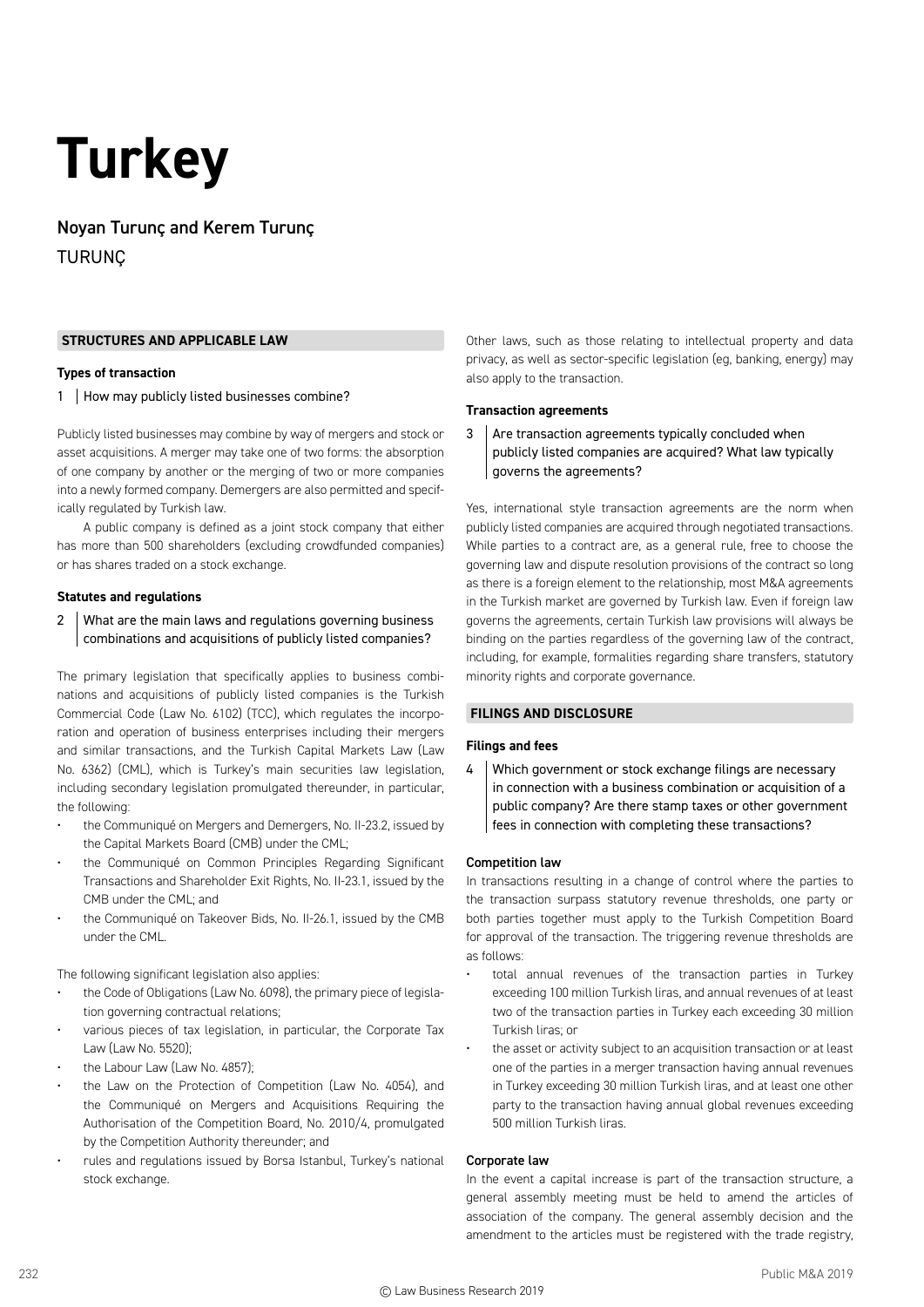# Turkey

## Noyan Turunç and Kerem Turunç

TURUNÇ

### STRUCTURES AND APPLICABLE LAW

#### Types of transaction

**1 How may publicly listed businesses combine?**

Publicly listed businesses may combine by way of mergers and stock or asset acquisitions. A merger may take one of two forms: the absorption of one company by another or the merging of two or more companies into a newly formed company. Demergers are also permitted and specifically regulated by Turkish law.

A public company is defined as a joint stock company that either has more than 500 shareholders (excluding crowdfunded companies) or has shares traded on a stock exchange.

#### Statutes and regulations

**2 What are the main laws and regulations governing business combinations and acquisitions of publicly listed companies?**

The primary legislation that specifically applies to business combinations and acquisitions of publicly listed companies is the Turkish Commercial Code (Law No. 6102) (TCC), which regulates the incorporation and operation of business enterprises including their mergers and similar transactions, and the Turkish Capital Markets Law (Law No. 6362) (CML), which is Turkey's main securities law legislation, including secondary legislation promulgated thereunder, in particular, the following:

- the Communiqué on Mergers and Demergers, No. II-23.2, issued by the Capital Markets Board (CMB) under the CML;
- the Communiqué on Common Principles Regarding Significant Transactions and Shareholder Exit Rights, No. II-23.1, issued by the CMB under the CML; and
- the Communiqué on Takeover Bids, No. II-26.1, issued by the CMB under the CML.

The following significant legislation also applies:

- the Code of Obligations (Law No. 6098), the primary piece of legislation governing contractual relations;
- various pieces of tax legislation, in particular, the Corporate Tax Law (Law No. 5520);
- the Labour Law (Law No. 4857);
- the Law on the Protection of Competition (Law No. 4054), and the Communiqué on Mergers and Acquisitions Requiring the Authorisation of the Competition Board, No. 2010/4, promulgated by the Competition Authority thereunder; and
- rules and regulations issued by Borsa Istanbul, Turkey's national stock exchange.

Other laws, such as those relating to intellectual property and data privacy, as well as sector-specific legislation (eg, banking, energy) may also apply to the transaction.

#### Transaction agreements

**3 Are transaction agreements typically concluded when publicly listed companies are acquired? What law typically governs the agreements?**

Yes, international style transaction agreements are the norm when publicly listed companies are acquired through negotiated transactions. While parties to a contract are, as a general rule, free to choose the governing law and dispute resolution provisions of the contract so long as there is a foreign element to the relationship, most M&A agreements in the Turkish market are governed by Turkish law. Even if foreign law governs the agreements, certain Turkish law provisions will always be binding on the parties regardless of the governing law of the contract, including, for example, formalities regarding share transfers, statutory minority rights and corporate governance.

### FILINGS AND DISCLOSURE

#### Filings and fees

**4 Which government or stock exchange filings are necessary in connection with a business combination or acquisition of a public company? Are there stamp taxes or other government fees in connection with completing these transactions?**

**Competition law**

In transactions resulting in a change of control where the parties to the transaction surpass statutory revenue thresholds, one party or both parties together must apply to the Turkish Competition Board for approval of the transaction. The triggering revenue thresholds are as follows:

- total annual revenues of the transaction parties in Turkey exceeding 100 million Turkish liras, and annual revenues of at least two of the transaction parties in Turkey each exceeding 30 million Turkish liras; or
- the asset or activity subject to an acquisition transaction or at least one of the parties in a merger transaction having annual revenues in Turkey exceeding 30 million Turkish liras, and at least one other party to the transaction having annual global revenues exceeding 500 million Turkish liras.

**Corporate law**

In the event a capital increase is part of the transaction structure, a general assembly meeting must be held to amend the articles of association of the company. The general assembly decision and the amendment to the articles must be registered with the trade registry,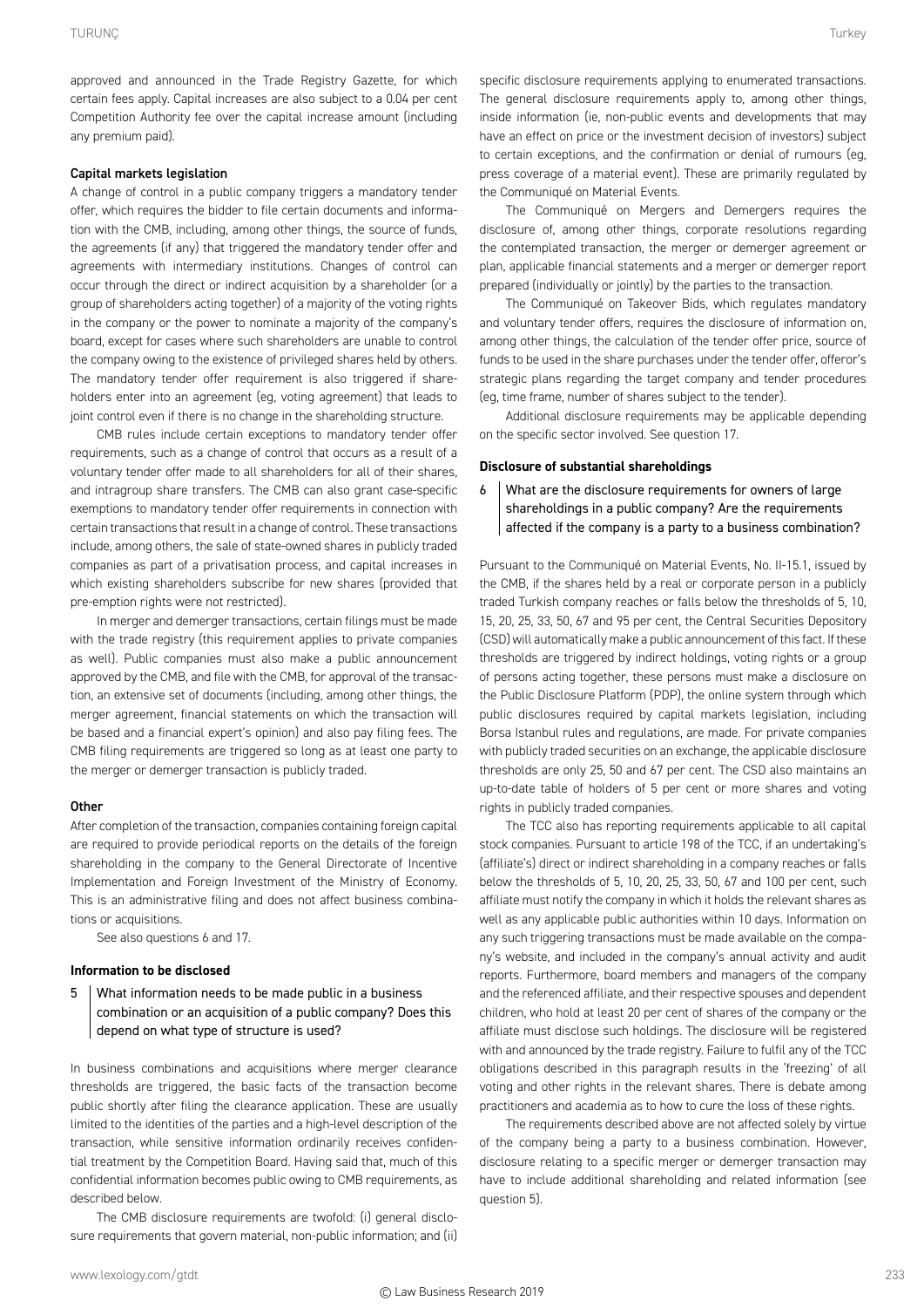approved and announced in the Trade Registry Gazette, for which certain fees apply. Capital increases are also subject to a 0.04 per cent Competition Authority fee over the capital increase amount (including any premium paid).

### Capital markets legislation

A change of control in a public company triggers a mandatory tender offer, which requires the bidder to file certain documents and information with the CMB, including, among other things, the source of funds, the agreements (if any) that triggered the mandatory tender offer and agreements with intermediary institutions. Changes of control can occur through the direct or indirect acquisition by a shareholder (or a group of shareholders acting together) of a majority of the voting rights in the company or the power to nominate a majority of the company's board, except for cases where such shareholders are unable to control the company owing to the existence of privileged shares held by others. The mandatory tender offer requirement is also triggered if shareholders enter into an agreement (eg, voting agreement) that leads to joint control even if there is no change in the shareholding structure.

CMB rules include certain exceptions to mandatory tender offer requirements, such as a change of control that occurs as a result of a voluntary tender offer made to all shareholders for all of their shares, and intragroup share transfers. The CMB can also grant case-specific exemptions to mandatory tender offer requirements in connection with certain transactions that result in a change of control. These transactions include, among others, the sale of state-owned shares in publicly traded companies as part of a privatisation process, and capital increases in which existing shareholders subscribe for new shares (provided that pre-emption rights were not restricted).

In merger and demerger transactions, certain filings must be made with the trade registry (this requirement applies to private companies as well). Public companies must also make a public announcement approved by the CMB, and file with the CMB, for approval of the transaction, an extensive set of documents (including, among other things, the merger agreement, financial statements on which the transaction will be based and a financial expert's opinion) and also pay filing fees. The CMB filing requirements are triggered so long as at least one party to the merger or demerger transaction is publicly traded.

### Other

After completion of the transaction, companies containing foreign capital are required to provide periodical reports on the details of the foreign shareholding in the company to the General Directorate of Incentive Implementation and Foreign Investment of the Ministry of Economy. This is an administrative filing and does not affect business combinations or acquisitions.

See also questions 6 and 17.

## Information to be disclosed

**5 What information needs to be made public in a business combination or an acquisition of a public company? Does this depend on what type of structure is used?**

In business combinations and acquisitions where merger clearance thresholds are triggered, the basic facts of the transaction become public shortly after filing the clearance application. These are usually limited to the identities of the parties and a high-level description of the transaction, while sensitive information ordinarily receives confidential treatment by the Competition Board. Having said that, much of this confidential information becomes public owing to CMB requirements, as described below.

The CMB disclosure requirements are twofold: (i) general disclosure requirements that govern material, non-public information; and (ii) specific disclosure requirements applying to enumerated transactions. The general disclosure requirements apply to, among other things, inside information (ie, non-public events and developments that may have an effect on price or the investment decision of investors) subject to certain exceptions, and the confirmation or denial of rumours (eg, press coverage of a material event). These are primarily regulated by the Communiqué on Material Events.

The Communiqué on Mergers and Demergers requires the disclosure of, among other things, corporate resolutions regarding the contemplated transaction, the merger or demerger agreement or plan, applicable financial statements and a merger or demerger report prepared (individually or jointly) by the parties to the transaction.

The Communiqué on Takeover Bids, which regulates mandatory and voluntary tender offers, requires the disclosure of information on, among other things, the calculation of the tender offer price, source of funds to be used in the share purchases under the tender offer, offeror's strategic plans regarding the target company and tender procedures (eg, time frame, number of shares subject to the tender).

Additional disclosure requirements may be applicable depending on the specific sector involved. See question 17.

## Disclosure of substantial shareholdings

**6 What are the disclosure requirements for owners of large shareholdings in a public company? Are the requirements affected if the company is a party to a business combination?**

Pursuant to the Communiqué on Material Events, No. II-15.1, issued by the CMB, if the shares held by a real or corporate person in a publicly traded Turkish company reaches or falls below the thresholds of 5, 10, 15, 20, 25, 33, 50, 67 and 95 per cent, the Central Securities Depository (CSD) will automatically make a public announcement of this fact. If these thresholds are triggered by indirect holdings, voting rights or a group of persons acting together, these persons must make a disclosure on the Public Disclosure Platform (PDP), the online system through which public disclosures required by capital markets legislation, including Borsa Istanbul rules and regulations, are made. For private companies with publicly traded securities on an exchange, the applicable disclosure thresholds are only 25, 50 and 67 per cent. The CSD also maintains an up-to-date table of holders of 5 per cent or more shares and voting rights in publicly traded companies.

The TCC also has reporting requirements applicable to all capital stock companies. Pursuant to article 198 of the TCC, if an undertaking's (affiliate's) direct or indirect shareholding in a company reaches or falls below the thresholds of 5, 10, 20, 25, 33, 50, 67 and 100 per cent, such affiliate must notify the company in which it holds the relevant shares as well as any applicable public authorities within 10 days. Information on any such triggering transactions must be made available on the company's website, and included in the company's annual activity and audit reports. Furthermore, board members and managers of the company and the referenced affiliate, and their respective spouses and dependent children, who hold at least 20 per cent of shares of the company or the affiliate must disclose such holdings. The disclosure will be registered with and announced by the trade registry. Failure to fulfil any of the TCC obligations described in this paragraph results in the 'freezing' of all voting and other rights in the relevant shares. There is debate among practitioners and academia as to how to cure the loss of these rights.

The requirements described above are not affected solely by virtue of the company being a party to a business combination. However, disclosure relating to a specific merger or demerger transaction may have to include additional shareholding and related information (see question 5).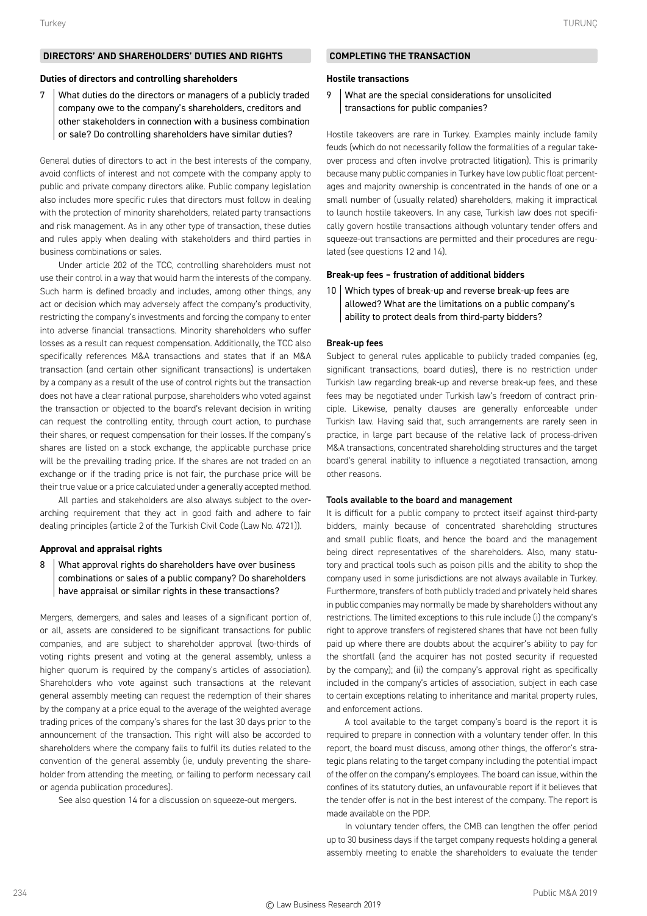## DIRECTORS' AND SHAREHOLDERS' DUTIES AND RIGHTS

### Duties of directors and controlling shareholders

**7 What duties do the directors or managers of a publicly traded company owe to the company's shareholders, creditors and other stakeholders in connection with a business combination or sale? Do controlling shareholders have similar duties?**

General duties of directors to act in the best interests of the company, avoid conflicts of interest and not compete with the company apply to public and private company directors alike. Public company legislation also includes more specific rules that directors must follow in dealing with the protection of minority shareholders, related party transactions and risk management. As in any other type of transaction, these duties and rules apply when dealing with stakeholders and third parties in business combinations or sales.

Under article 202 of the TCC, controlling shareholders must not use their control in a way that would harm the interests of the company. Such harm is defined broadly and includes, among other things, any act or decision which may adversely affect the company's productivity, restricting the company's investments and forcing the company to enter into adverse financial transactions. Minority shareholders who suffer losses as a result can request compensation. Additionally, the TCC also specifically references M&A transactions and states that if an M&A transaction (and certain other significant transactions) is undertaken by a company as a result of the use of control rights but the transaction does not have a clear rational purpose, shareholders who voted against the transaction or objected to the board's relevant decision in writing can request the controlling entity, through court action, to purchase their shares, or request compensation for their losses. If the company's shares are listed on a stock exchange, the applicable purchase price will be the prevailing trading price. If the shares are not traded on an exchange or if the trading price is not fair, the purchase price will be their true value or a price calculated under a generally accepted method.

All parties and stakeholders are also always subject to the overarching requirement that they act in good faith and adhere to fair dealing principles (article 2 of the Turkish Civil Code (Law No. 4721)).

### Approval and appraisal rights

**8 What approval rights do shareholders have over business combinations or sales of a public company? Do shareholders have appraisal or similar rights in these transactions?**

Mergers, demergers, and sales and leases of a significant portion of, or all, assets are considered to be significant transactions for public companies, and are subject to shareholder approval (two-thirds of voting rights present and voting at the general assembly, unless a higher quorum is required by the company's articles of association). Shareholders who vote against such transactions at the relevant general assembly meeting can request the redemption of their shares by the company at a price equal to the average of the weighted average trading prices of the company's shares for the last 30 days prior to the announcement of the transaction. This right will also be accorded to shareholders where the company fails to fulfil its duties related to the convention of the general assembly (ie, unduly preventing the shareholder from attending the meeting, or failing to perform necessary call or agenda publication procedures).

See also question 14 for a discussion on squeeze-out mergers.

## COMPLETING THE TRANSACTION

### Hostile transactions

**9 What are the special considerations for unsolicited transactions for public companies?**

Hostile takeovers are rare in Turkey. Examples mainly include family feuds (which do not necessarily follow the formalities of a regular takeover process and often involve protracted litigation). This is primarily because many public companies in Turkey have low public float percentages and majority ownership is concentrated in the hands of one or a small number of (usually related) shareholders, making it impractical to launch hostile takeovers. In any case, Turkish law does not specifically govern hostile transactions although voluntary tender offers and squeeze-out transactions are permitted and their procedures are regulated (see questions 12 and 14).

### Break-up fees – frustration of additional bidders

**10 Which types of break-up and reverse break-up fees are allowed? What are the limitations on a public company's ability to protect deals from third-party bidders?**

#### Break-up fees

Subject to general rules applicable to publicly traded companies (eg, significant transactions, board duties), there is no restriction under Turkish law regarding break-up and reverse break-up fees, and these fees may be negotiated under Turkish law's freedom of contract principle. Likewise, penalty clauses are generally enforceable under Turkish law. Having said that, such arrangements are rarely seen in practice, in large part because of the relative lack of process-driven M&A transactions, concentrated shareholding structures and the target board's general inability to influence a negotiated transaction, among other reasons.

#### Tools available to the board and management

It is difficult for a public company to protect itself against third-party bidders, mainly because of concentrated shareholding structures and small public floats, and hence the board and the management being direct representatives of the shareholders. Also, many statutory and practical tools such as poison pills and the ability to shop the company used in some jurisdictions are not always available in Turkey. Furthermore, transfers of both publicly traded and privately held shares in public companies may normally be made by shareholders without any restrictions. The limited exceptions to this rule include (i) the company's right to approve transfers of registered shares that have not been fully paid up where there are doubts about the acquirer's ability to pay for the shortfall (and the acquirer has not posted security if requested by the company); and (ii) the company's approval right as specifically included in the company's articles of association, subject in each case to certain exceptions relating to inheritance and marital property rules, and enforcement actions.

A tool available to the target company's board is the report it is required to prepare in connection with a voluntary tender offer. In this report, the board must discuss, among other things, the offeror's strategic plans relating to the target company including the potential impact of the offer on the company's employees. The board can issue, within the confines of its statutory duties, an unfavourable report if it believes that the tender offer is not in the best interest of the company. The report is made available on the PDP.

In voluntary tender offers, the CMB can lengthen the offer period up to 30 business days if the target company requests holding a general assembly meeting to enable the shareholders to evaluate the tender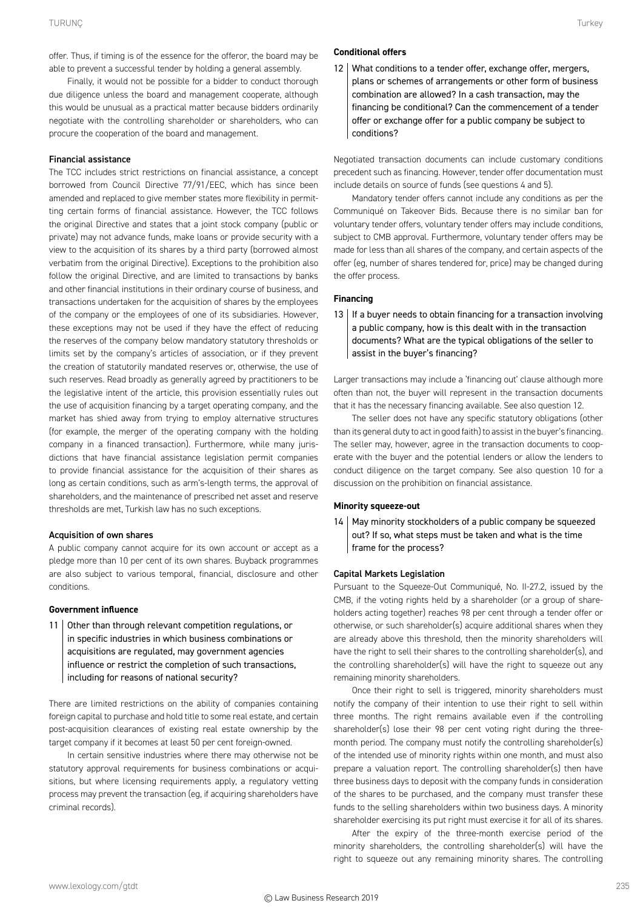offer. Thus, if timing is of the essence for the offeror, the board may be able to prevent a successful tender by holding a general assembly.

Finally, it would not be possible for a bidder to conduct thorough due diligence unless the board and management cooperate, although this would be unusual as a practical matter because bidders ordinarily negotiate with the controlling shareholder or shareholders, who can procure the cooperation of the board and management.

#### Financial assistance

The TCC includes strict restrictions on financial assistance, a concept borrowed from Council Directive 77/91/EEC, which has since been amended and replaced to give member states more flexibility in permitting certain forms of financial assistance. However, the TCC follows the original Directive and states that a joint stock company (public or private) may not advance funds, make loans or provide security with a view to the acquisition of its shares by a third party (borrowed almost verbatim from the original Directive). Exceptions to the prohibition also follow the original Directive, and are limited to transactions by banks and other financial institutions in their ordinary course of business, and transactions undertaken for the acquisition of shares by the employees of the company or the employees of one of its subsidiaries. However, these exceptions may not be used if they have the effect of reducing the reserves of the company below mandatory statutory thresholds or limits set by the company's articles of association, or if they prevent the creation of statutorily mandated reserves or, otherwise, the use of such reserves. Read broadly as generally agreed by practitioners to be the legislative intent of the article, this provision essentially rules out the use of acquisition financing by a target operating company, and the market has shied away from trying to employ alternative structures (for example, the merger of the operating company with the holding company in a financed transaction). Furthermore, while many jurisdictions that have financial assistance legislation permit companies to provide financial assistance for the acquisition of their shares as long as certain conditions, such as arm's-length terms, the approval of shareholders, and the maintenance of prescribed net asset and reserve thresholds are met, Turkish law has no such exceptions.

#### Acquisition of own shares

A public company cannot acquire for its own account or accept as a pledge more than 10 per cent of its own shares. Buyback programmes are also subject to various temporal, financial, disclosure and other conditions.

### Government influence

**11 | Other than through relevant competition regulations, or in specific industries in which business combinations or acquisitions are regulated, may government agencies influence or restrict the completion of such transactions, including for reasons of national security?**

There are limited restrictions on the ability of companies containing foreign capital to purchase and hold title to some real estate, and certain post-acquisition clearances of existing real estate ownership by the target company if it becomes at least 50 per cent foreign-owned.

In certain sensitive industries where there may otherwise not be statutory approval requirements for business combinations or acquisitions, but where licensing requirements apply, a regulatory vetting process may prevent the transaction (eg, if acquiring shareholders have criminal records).

### Conditional offers

**12 | What conditions to a tender offer, exchange offer, mergers, plans or schemes of arrangements or other form of business combination are allowed? In a cash transaction, may the financing be conditional? Can the commencement of a tender offer or exchange offer for a public company be subject to conditions?**

Negotiated transaction documents can include customary conditions precedent such as financing. However, tender offer documentation must include details on source of funds (see questions 4 and 5).

Mandatory tender offers cannot include any conditions as per the Communiqué on Takeover Bids. Because there is no similar ban for voluntary tender offers, voluntary tender offers may include conditions, subject to CMB approval. Furthermore, voluntary tender offers may be made for less than all shares of the company, and certain aspects of the offer (eg, number of shares tendered for, price) may be changed during the offer process.

### Financing

**13 | If a buyer needs to obtain financing for a transaction involving a public company, how is this dealt with in the transaction documents? What are the typical obligations of the seller to assist in the buyer's financing?**

Larger transactions may include a 'financing out' clause although more often than not, the buyer will represent in the transaction documents that it has the necessary financing available. See also question 12.

The seller does not have any specific statutory obligations (other than its general duty to act in good faith) to assist in the buyer's financing. The seller may, however, agree in the transaction documents to cooperate with the buyer and the potential lenders or allow the lenders to conduct diligence on the target company. See also question 10 for a discussion on the prohibition on financial assistance.

### Minority squeeze-out

**14 | May minority stockholders of a public company be squeezed out? If so, what steps must be taken and what is the time frame for the process?**

#### Capital Markets Legislation

Pursuant to the Squeeze-Out Communiqué, No. II-27.2, issued by the CMB, if the voting rights held by a shareholder (or a group of shareholders acting together) reaches 98 per cent through a tender offer or otherwise, or such shareholder(s) acquire additional shares when they are already above this threshold, then the minority shareholders will have the right to sell their shares to the controlling shareholder(s), and the controlling shareholder(s) will have the right to squeeze out any remaining minority shareholders.

Once their right to sell is triggered, minority shareholders must notify the company of their intention to use their right to sell within three months. The right remains available even if the controlling shareholder(s) lose their 98 per cent voting right during the three-month period. The company must notify the controlling shareholder(s) of the intended use of minority rights within one month, and must also prepare a valuation report. The controlling shareholder(s) then have three business days to deposit with the company funds in consideration of the shares to be purchased, and the company must transfer these funds to the selling shareholders within two business days. A minority shareholder exercising its put right must exercise it for all of its shares.

After the expiry of the three-month exercise period of the minority shareholders, the controlling shareholder(s) will have the right to squeeze out any remaining minority shares. The controlling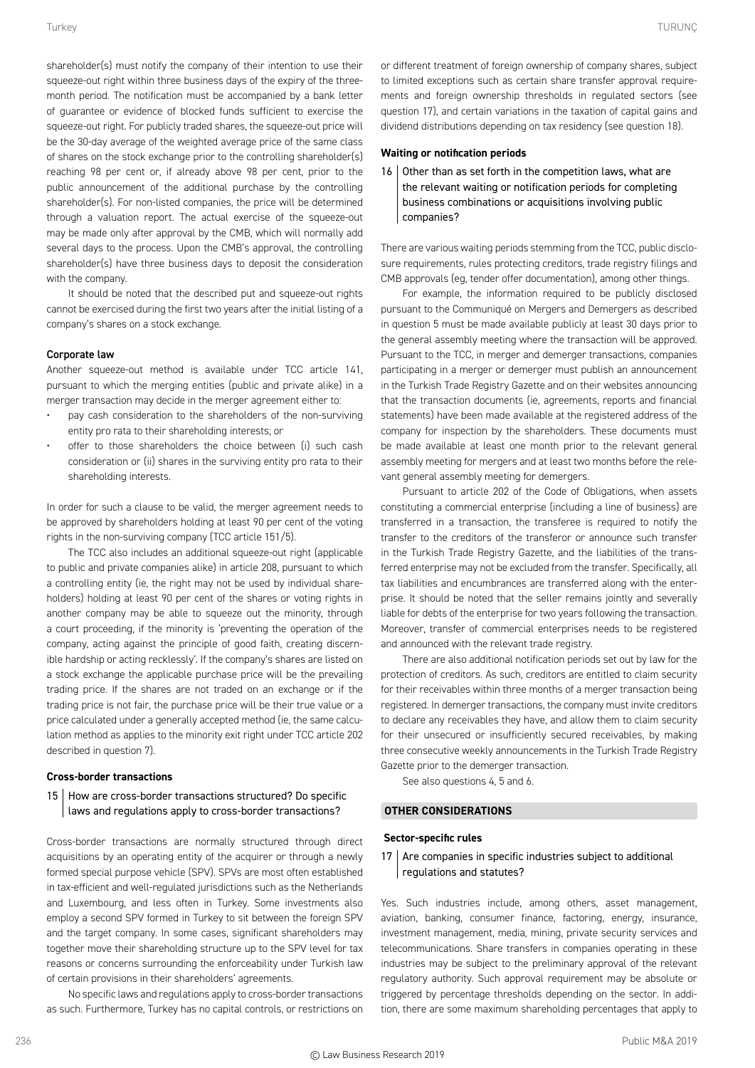shareholder(s) must notify the company of their intention to use their squeeze-out right within three business days of the expiry of the three-month period. The notification must be accompanied by a bank letter of guarantee or evidence of blocked funds sufficient to exercise the squeeze-out right. For publicly traded shares, the squeeze-out price will be the 30-day average of the weighted average price of the same class of shares on the stock exchange prior to the controlling shareholder(s) reaching 98 per cent or, if already above 98 per cent, prior to the public announcement of the additional purchase by the controlling shareholder(s). For non-listed companies, the price will be determined through a valuation report. The actual exercise of the squeeze-out may be made only after approval by the CMB, which will normally add several days to the process. Upon the CMB's approval, the controlling shareholder(s) have three business days to deposit the consideration with the company.

It should be noted that the described put and squeeze-out rights cannot be exercised during the first two years after the initial listing of a company's shares on a stock exchange.

#### Corporate law

Another squeeze-out method is available under TCC article 141, pursuant to which the merging entities (public and private alike) in a merger transaction may decide in the merger agreement either to:

- pay cash consideration to the shareholders of the non-surviving entity pro rata to their shareholding interests; or
- offer to those shareholders the choice between (i) such cash consideration or (ii) shares in the surviving entity pro rata to their shareholding interests.

In order for such a clause to be valid, the merger agreement needs to be approved by shareholders holding at least 90 per cent of the voting rights in the non-surviving company (TCC article 151/5).

The TCC also includes an additional squeeze-out right (applicable to public and private companies alike) in article 208, pursuant to which a controlling entity (ie, the right may not be used by individual shareholders) holding at least 90 per cent of the shares or voting rights in another company may be able to squeeze out the minority, through a court proceeding, if the minority is 'preventing the operation of the company, acting against the principle of good faith, creating discernible hardship or acting recklessly'. If the company's shares are listed on a stock exchange the applicable purchase price will be the prevailing trading price. If the shares are not traded on an exchange or if the trading price is not fair, the purchase price will be their true value or a price calculated under a generally accepted method (ie, the same calculation method as applies to the minority exit right under TCC article 202 described in question 7).

### Cross-border transactions

**15 | How are cross-border transactions structured? Do specific laws and regulations apply to cross-border transactions?**

Cross-border transactions are normally structured through direct acquisitions by an operating entity of the acquirer or through a newly formed special purpose vehicle (SPV). SPVs are most often established in tax-efficient and well-regulated jurisdictions such as the Netherlands and Luxembourg, and less often in Turkey. Some investments also employ a second SPV formed in Turkey to sit between the foreign SPV and the target company. In some cases, significant shareholders may together move their shareholding structure up to the SPV level for tax reasons or concerns surrounding the enforceability under Turkish law of certain provisions in their shareholders' agreements.

No specific laws and regulations apply to cross-border transactions as such. Furthermore, Turkey has no capital controls, or restrictions on or different treatment of foreign ownership of company shares, subject to limited exceptions such as certain share transfer approval requirements and foreign ownership thresholds in regulated sectors (see question 17), and certain variations in the taxation of capital gains and dividend distributions depending on tax residency (see question 18).

### Waiting or notification periods

**16 | Other than as set forth in the competition laws, what are the relevant waiting or notification periods for completing business combinations or acquisitions involving public companies?**

There are various waiting periods stemming from the TCC, public disclosure requirements, rules protecting creditors, trade registry filings and CMB approvals (eg, tender offer documentation), among other things.

For example, the information required to be publicly disclosed pursuant to the Communiqué on Mergers and Demergers as described in question 5 must be made available publicly at least 30 days prior to the general assembly meeting where the transaction will be approved. Pursuant to the TCC, in merger and demerger transactions, companies participating in a merger or demerger must publish an announcement in the Turkish Trade Registry Gazette and on their websites announcing that the transaction documents (ie, agreements, reports and financial statements) have been made available at the registered address of the company for inspection by the shareholders. These documents must be made available at least one month prior to the relevant general assembly meeting for mergers and at least two months before the relevant general assembly meeting for demergers.

Pursuant to article 202 of the Code of Obligations, when assets constituting a commercial enterprise (including a line of business) are transferred in a transaction, the transferee is required to notify the transfer to the creditors of the transferor or announce such transfer in the Turkish Trade Registry Gazette, and the liabilities of the transferred enterprise may not be excluded from the transfer. Specifically, all tax liabilities and encumbrances are transferred along with the enterprise. It should be noted that the seller remains jointly and severally liable for debts of the enterprise for two years following the transaction. Moreover, transfer of commercial enterprises needs to be registered and announced with the relevant trade registry.

There are also additional notification periods set out by law for the protection of creditors. As such, creditors are entitled to claim security for their receivables within three months of a merger transaction being registered. In demerger transactions, the company must invite creditors to declare any receivables they have, and allow them to claim security for their unsecured or insufficiently secured receivables, by making three consecutive weekly announcements in the Turkish Trade Registry Gazette prior to the demerger transaction.

See also questions 4, 5 and 6.

## OTHER CONSIDERATIONS

### Sector-specific rules

**17 | Are companies in specific industries subject to additional regulations and statutes?**

Yes. Such industries include, among others, asset management, aviation, banking, consumer finance, factoring, energy, insurance, investment management, media, mining, private security services and telecommunications. Share transfers in companies operating in these industries may be subject to the preliminary approval of the relevant regulatory authority. Such approval requirement may be absolute or triggered by percentage thresholds depending on the sector. In addition, there are some maximum shareholding percentages that apply to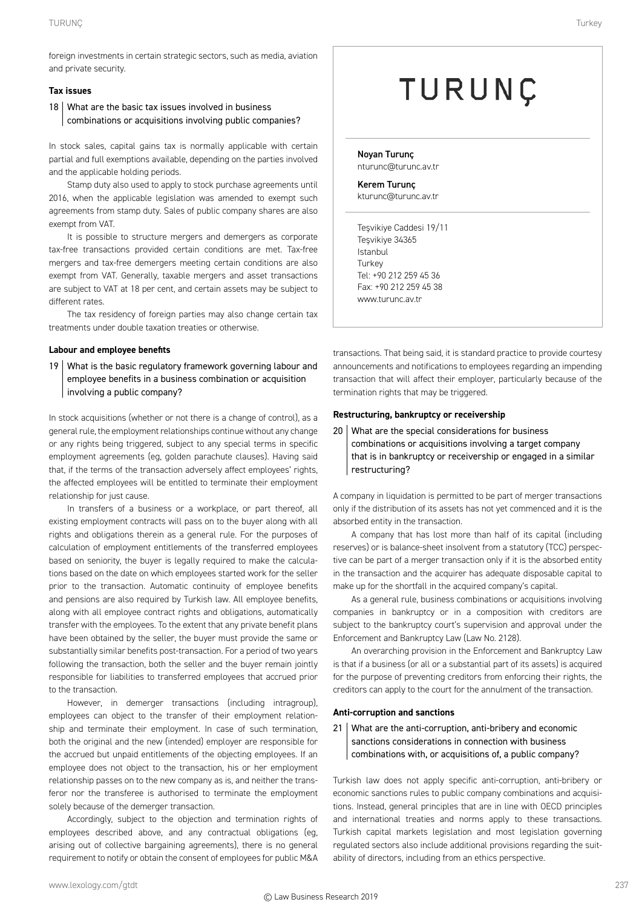foreign investments in certain strategic sectors, such as media, aviation and private security.

### Tax issues

**18 What are the basic tax issues involved in business combinations or acquisitions involving public companies?**

In stock sales, capital gains tax is normally applicable with certain partial and full exemptions available, depending on the parties involved and the applicable holding periods.

Stamp duty also used to apply to stock purchase agreements until 2016, when the applicable legislation was amended to exempt such agreements from stamp duty. Sales of public company shares are also exempt from VAT.

It is possible to structure mergers and demergers as corporate tax-free transactions provided certain conditions are met. Tax-free mergers and tax-free demergers meeting certain conditions are also exempt from VAT. Generally, taxable mergers and asset transactions are subject to VAT at 18 per cent, and certain assets may be subject to different rates.

The tax residency of foreign parties may also change certain tax treatments under double taxation treaties or otherwise.

### Labour and employee benefits

**19 What is the basic regulatory framework governing labour and employee benefits in a business combination or acquisition involving a public company?**

In stock acquisitions (whether or not there is a change of control), as a general rule, the employment relationships continue without any change or any rights being triggered, subject to any special terms in specific employment agreements (eg, golden parachute clauses). Having said that, if the terms of the transaction adversely affect employees' rights, the affected employees will be entitled to terminate their employment relationship for just cause.

In transfers of a business or a workplace, or part thereof, all existing employment contracts will pass on to the buyer along with all rights and obligations therein as a general rule. For the purposes of calculation of employment entitlements of the transferred employees based on seniority, the buyer is legally required to make the calculations based on the date on which employees started work for the seller prior to the transaction. Automatic continuity of employee benefits and pensions are also required by Turkish law. All employee benefits, along with all employee contract rights and obligations, automatically transfer with the employees. To the extent that any private benefit plans have been obtained by the seller, the buyer must provide the same or substantially similar benefits post-transaction. For a period of two years following the transaction, both the seller and the buyer remain jointly responsible for liabilities to transferred employees that accrued prior to the transaction.

However, in demerger transactions (including intragroup), employees can object to the transfer of their employment relationship and terminate their employment. In case of such termination, both the original and the new (intended) employer are responsible for the accrued but unpaid entitlements of the objecting employees. If an employee does not object to the transaction, his or her employment relationship passes on to the new company as is, and neither the transferor nor the transferee is authorised to terminate the employment solely because of the demerger transaction.

Accordingly, subject to the objection and termination rights of employees described above, and any contractual obligations (eg, arising out of collective bargaining agreements), there is no general requirement to notify or obtain the consent of employees for public M&A transactions. That being said, it is standard practice to provide courtesy announcements and notifications to employees regarding an impending transaction that will affect their employer, particularly because of the termination rights that may be triggered.

### Restructuring, bankruptcy or receivership

**20 What are the special considerations for business combinations or acquisitions involving a target company that is in bankruptcy or receivership or engaged in a similar restructuring?**

A company in liquidation is permitted to be part of merger transactions only if the distribution of its assets has not yet commenced and it is the absorbed entity in the transaction.

A company that has lost more than half of its capital (including reserves) or is balance-sheet insolvent from a statutory (TCC) perspective can be part of a merger transaction only if it is the absorbed entity in the transaction and the acquirer has adequate disposable capital to make up for the shortfall in the acquired company's capital.

As a general rule, business combinations or acquisitions involving companies in bankruptcy or in a composition with creditors are subject to the bankruptcy court's supervision and approval under the Enforcement and Bankruptcy Law (Law No. 2128).

An overarching provision in the Enforcement and Bankruptcy Law is that if a business (or all or a substantial part of its assets) is acquired for the purpose of preventing creditors from enforcing their rights, the creditors can apply to the court for the annulment of the transaction.

### Anti-corruption and sanctions

**21 What are the anti-corruption, anti-bribery and economic sanctions considerations in connection with business combinations with, or acquisitions of, a public company?**

Turkish law does not apply specific anti-corruption, anti-bribery or economic sanctions rules to public company combinations and acquisitions. Instead, general principles that are in line with OECD principles and international treaties and norms apply to these transactions. Turkish capital markets legislation and most legislation governing regulated sectors also include additional provisions regarding the suitability of directors, including from an ethics perspective.

# TURUNÇ

**Noyan Turunç**
nturunc@turunc.av.tr

**Kerem Turunç**
kturunc@turunc.av.tr

Teşvikiye Caddesi 19/11
Teşvikiye 34365
Istanbul
Turkey
Tel: +90 212 259 45 36
Fax: +90 212 259 45 38
www.turunc.av.tr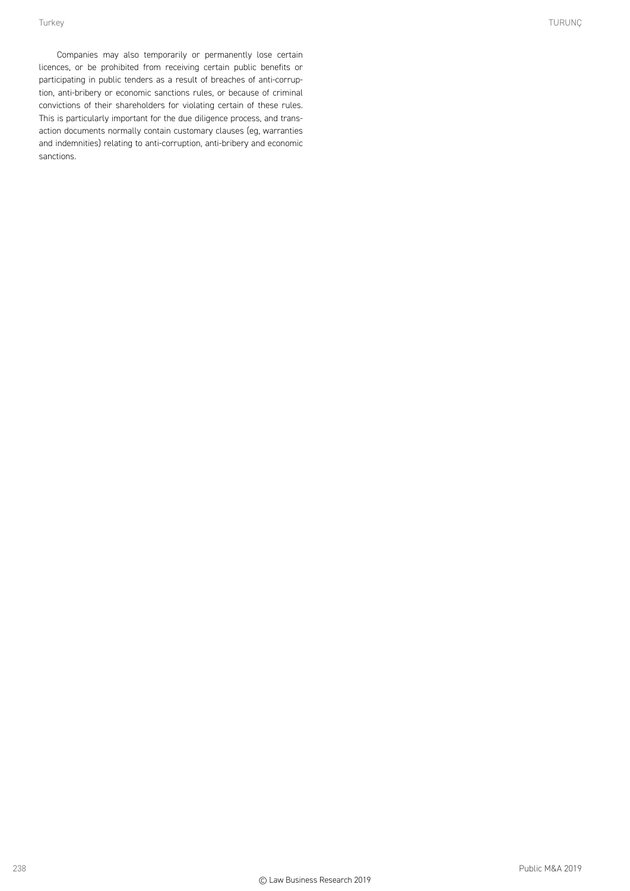Companies may also temporarily or permanently lose certain licences, or be prohibited from receiving certain public benefits or participating in public tenders as a result of breaches of anti-corruption, anti-bribery or economic sanctions rules, or because of criminal convictions of their shareholders for violating certain of these rules. This is particularly important for the due diligence process, and transaction documents normally contain customary clauses (eg, warranties and indemnities) relating to anti-corruption, anti-bribery and economic sanctions.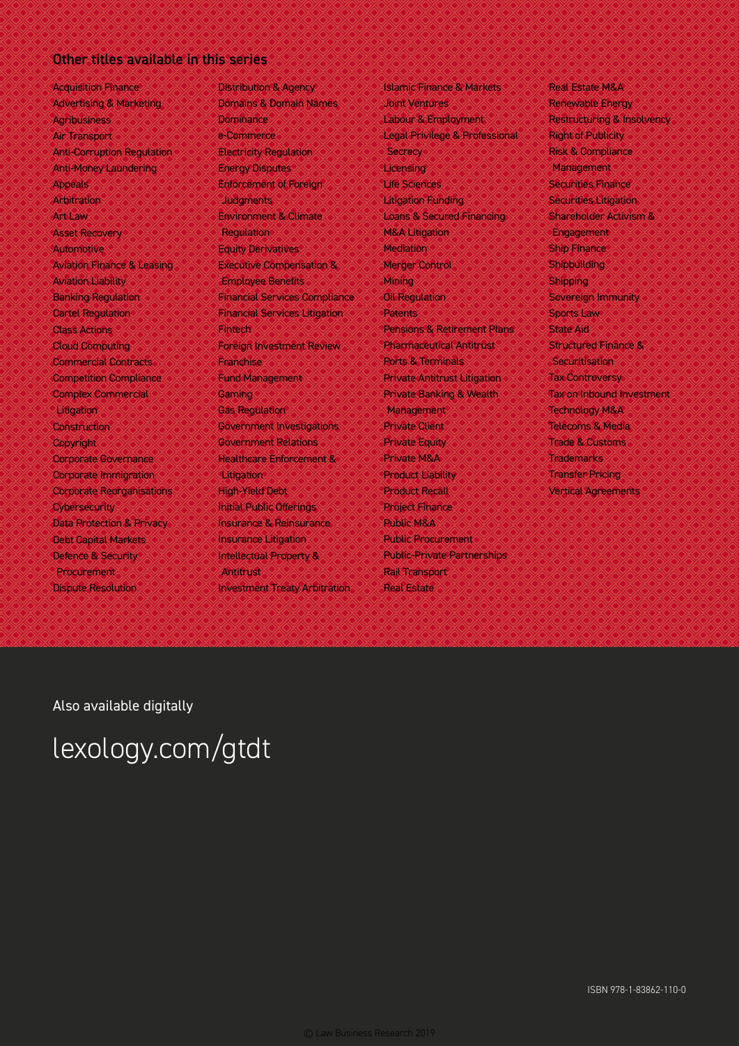## Other titles available in this series

- Acquisition Finance
- Advertising & Marketing
- Agribusiness
- Air Transport
- Anti-Corruption Regulation
- Anti-Money Laundering
- Appeals
- Arbitration
- Art Law
- Asset Recovery
- Automotive
- Aviation Finance & Leasing
- Aviation Liability
- Banking Regulation
- Cartel Regulation
- Class Actions
- Cloud Computing
- Commercial Contracts
- Competition Compliance
- Complex Commercial Litigation
- Construction
- Copyright
- Corporate Governance
- Corporate Immigration
- Corporate Reorganisations
- Cybersecurity
- Data Protection & Privacy
- Debt Capital Markets
- Defence & Security Procurement
- Dispute Resolution
- Distribution & Agency
- Domains & Domain Names
- Dominance
- e-Commerce
- Electricity Regulation
- Energy Disputes
- Enforcement of Foreign Judgments
- Environment & Climate Regulation
- Equity Derivatives
- Executive Compensation & Employee Benefits
- Financial Services Compliance
- Financial Services Litigation
- Fintech
- Foreign Investment Review
- Franchise
- Fund Management
- Gaming
- Gas Regulation
- Government Investigations
- Government Relations
- Healthcare Enforcement & Litigation
- High-Yield Debt
- Initial Public Offerings
- Insurance & Reinsurance
- Insurance Litigation
- Intellectual Property & Antitrust
- Investment Treaty Arbitration
- Islamic Finance & Markets
- Joint Ventures
- Labour & Employment
- Legal Privilege & Professional Secrecy
- Licensing
- Life Sciences
- Litigation Funding
- Loans & Secured Financing
- M&A Litigation
- Mediation
- Merger Control
- Mining
- Oil Regulation
- Patents
- Pensions & Retirement Plans
- Pharmaceutical Antitrust
- Ports & Terminals
- Private Antitrust Litigation
- Private Banking & Wealth Management
- Private Client
- Private Equity
- Private M&A
- Product Liability
- Product Recall
- Project Finance
- Public M&A
- Public Procurement
- Public-Private Partnerships
- Rail Transport
- Real Estate
- Real Estate M&A
- Renewable Energy
- Restructuring & Insolvency
- Right of Publicity
- Risk & Compliance Management
- Securities Finance
- Securities Litigation
- Shareholder Activism & Engagement
- Ship Finance
- Shipbuilding
- Shipping
- Sovereign Immunity
- Sports Law
- State Aid
- Structured Finance & Securitisation
- Tax Controversy
- Tax on Inbound Investment
- Technology M&A
- Telecoms & Media
- Trade & Customs
- Trademarks
- Transfer Pricing
- Vertical Agreements

Also available digitally

lexology.com/gtdt

ISBN 978-1-83862-110-0

© Law Business Research 2019